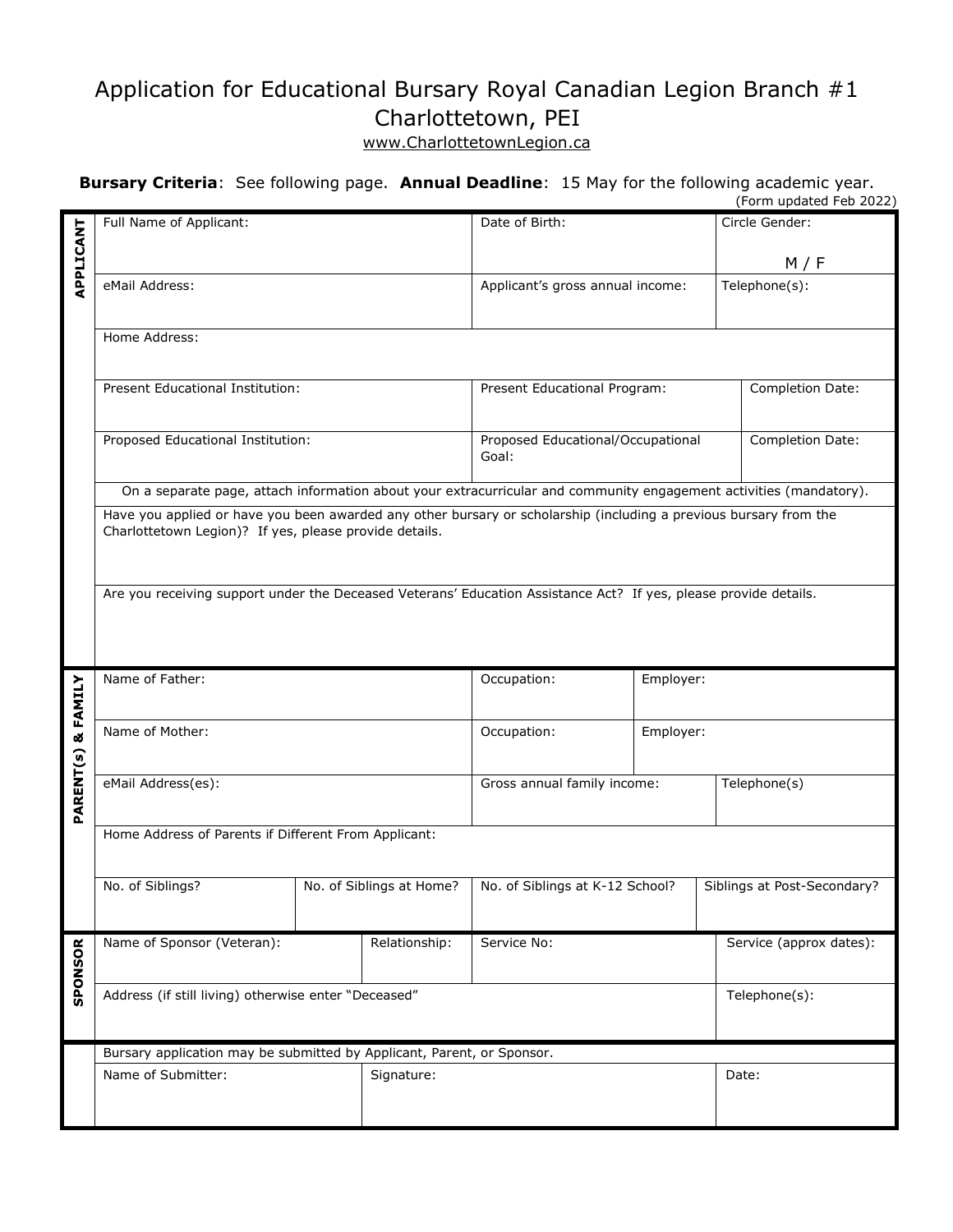# Application for Educational Bursary Royal Canadian Legion Branch #1 Charlottetown, PEI

www.CharlottetownLegion.ca

**Bursary Criteria**: See following page. **Annual Deadline**: 15 May for the following academic year.

(Form updated Feb 2022)

## APPLICANT

| Full Name of Applicant: | Date of Birth: | Circle Gender: M / F |
|---|---|---|
| eMail Address: | Applicant's gross annual income: | Telephone(s): |
| Home Address: | | |
| Present Educational Institution: | Present Educational Program: | Completion Date: |
| Proposed Educational Institution: | Proposed Educational/Occupational Goal: | Completion Date: |

On a separate page, attach information about your extracurricular and community engagement activities (mandatory).

Have you applied or have you been awarded any other bursary or scholarship (including a previous bursary from the Charlottetown Legion)? If yes, please provide details.

Are you receiving support under the Deceased Veterans' Education Assistance Act? If yes, please provide details.

## PARENT(s) & FAMILY

| Name of Father: | Occupation: | Employer: |
|---|---|---|
| Name of Mother: | Occupation: | Employer: |
| eMail Address(es): | Gross annual family income: | Telephone(s) |
| Home Address of Parents if Different From Applicant: | | |

| No. of Siblings? | No. of Siblings at Home? | No. of Siblings at K-12 School? | Siblings at Post-Secondary? |
|---|---|---|---|
| | | | |

## SPONSOR

| Name of Sponsor (Veteran): | Relationship: | Service No: | Service (approx dates): |
|---|---|---|---|
| Address (if still living) otherwise enter "Deceased" | | | Telephone(s): |

Bursary application may be submitted by Applicant, Parent, or Sponsor.

| Name of Submitter: | Signature: | Date: |
|---|---|---|
| | | |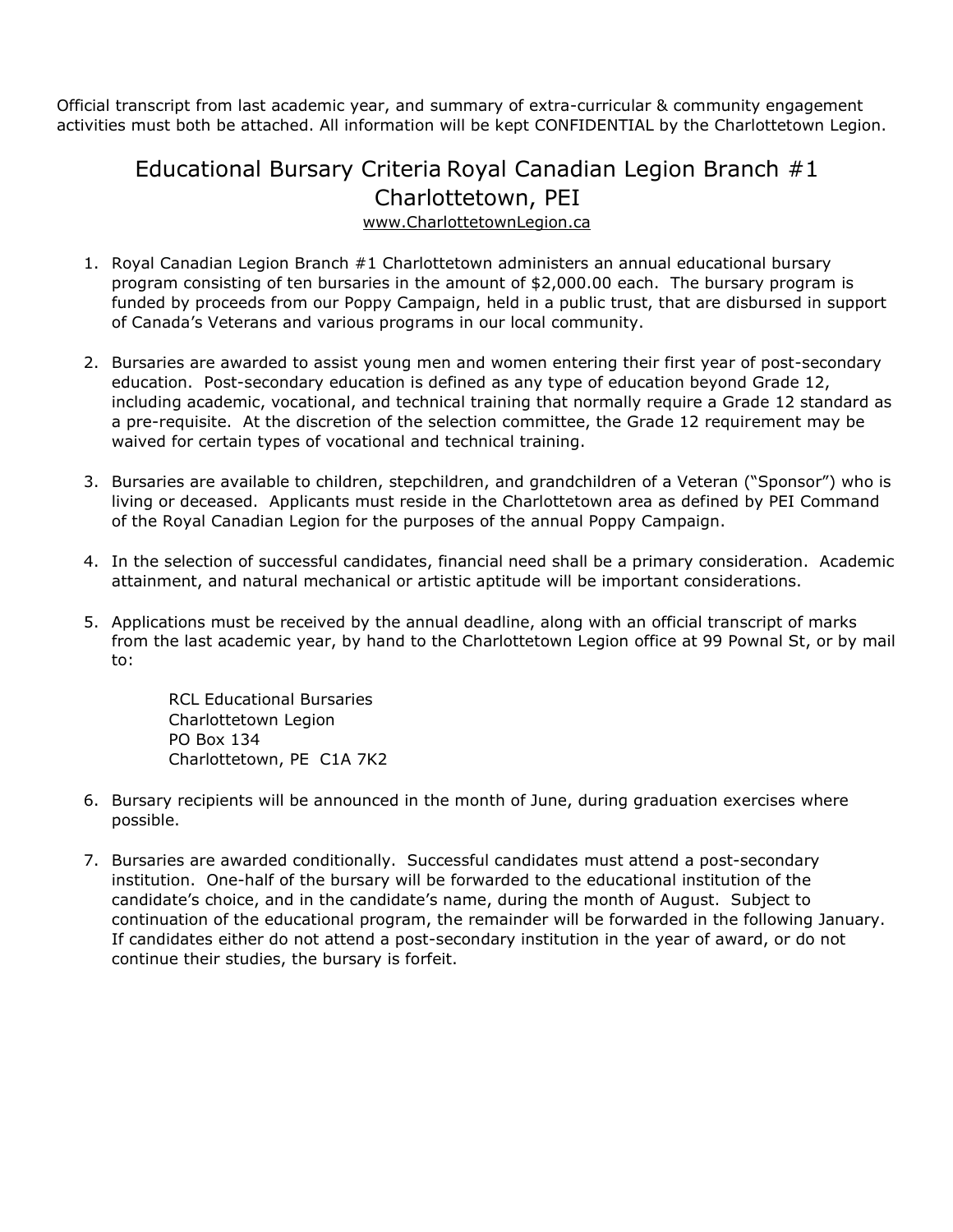Official transcript from last academic year, and summary of extra-curricular & community engagement activities must both be attached. All information will be kept CONFIDENTIAL by the Charlottetown Legion.

# Educational Bursary Criteria Royal Canadian Legion Branch #1 Charlottetown, PEI

www.CharlottetownLegion.ca

1. Royal Canadian Legion Branch #1 Charlottetown administers an annual educational bursary program consisting of ten bursaries in the amount of $2,000.00 each. The bursary program is funded by proceeds from our Poppy Campaign, held in a public trust, that are disbursed in support of Canada's Veterans and various programs in our local community.

2. Bursaries are awarded to assist young men and women entering their first year of post-secondary education. Post-secondary education is defined as any type of education beyond Grade 12, including academic, vocational, and technical training that normally require a Grade 12 standard as a pre-requisite. At the discretion of the selection committee, the Grade 12 requirement may be waived for certain types of vocational and technical training.

3. Bursaries are available to children, stepchildren, and grandchildren of a Veteran ("Sponsor") who is living or deceased. Applicants must reside in the Charlottetown area as defined by PEI Command of the Royal Canadian Legion for the purposes of the annual Poppy Campaign.

4. In the selection of successful candidates, financial need shall be a primary consideration. Academic attainment, and natural mechanical or artistic aptitude will be important considerations.

5. Applications must be received by the annual deadline, along with an official transcript of marks from the last academic year, by hand to the Charlottetown Legion office at 99 Pownal St, or by mail to:

   RCL Educational Bursaries
   Charlottetown Legion
   PO Box 134
   Charlottetown, PE C1A 7K2

6. Bursary recipients will be announced in the month of June, during graduation exercises where possible.

7. Bursaries are awarded conditionally. Successful candidates must attend a post-secondary institution. One-half of the bursary will be forwarded to the educational institution of the candidate's choice, and in the candidate's name, during the month of August. Subject to continuation of the educational program, the remainder will be forwarded in the following January. If candidates either do not attend a post-secondary institution in the year of award, or do not continue their studies, the bursary is forfeit.